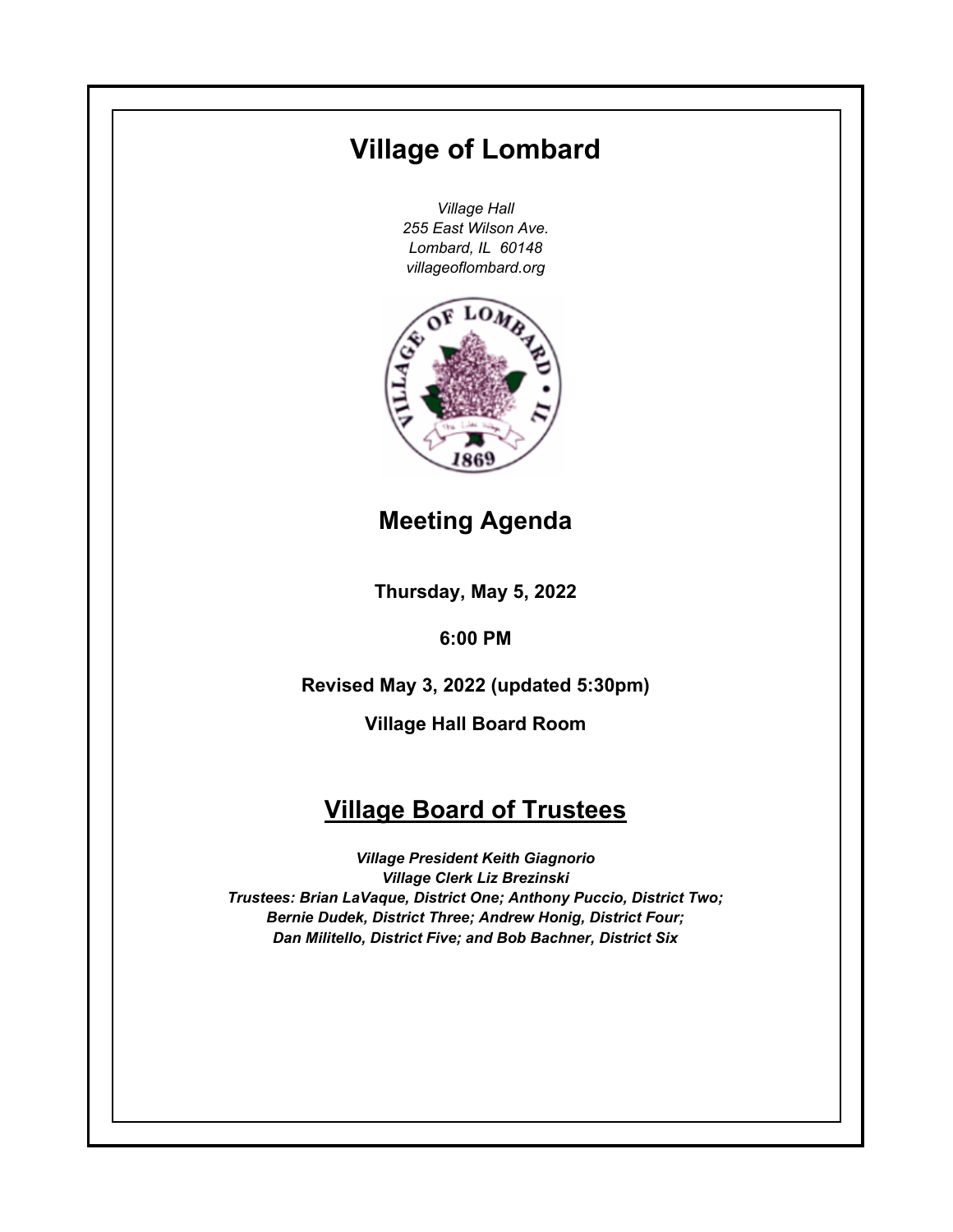# Village of Lombard

*Village Hall*
*255 East Wilson Ave.*
*Lombard, IL 60148*
*villageoflombard.org*

## Meeting Agenda

**Thursday, May 5, 2022**

**6:00 PM**

**Revised May 3, 2022 (updated 5:30pm)**

**Village Hall Board Room**

## Village Board of Trustees

***Village President Keith Giagnorio***
***Village Clerk Liz Brezinski***
***Trustees: Brian LaVaque, District One; Anthony Puccio, District Two; Bernie Dudek, District Three; Andrew Honig, District Four; Dan Militello, District Five; and Bob Bachner, District Six***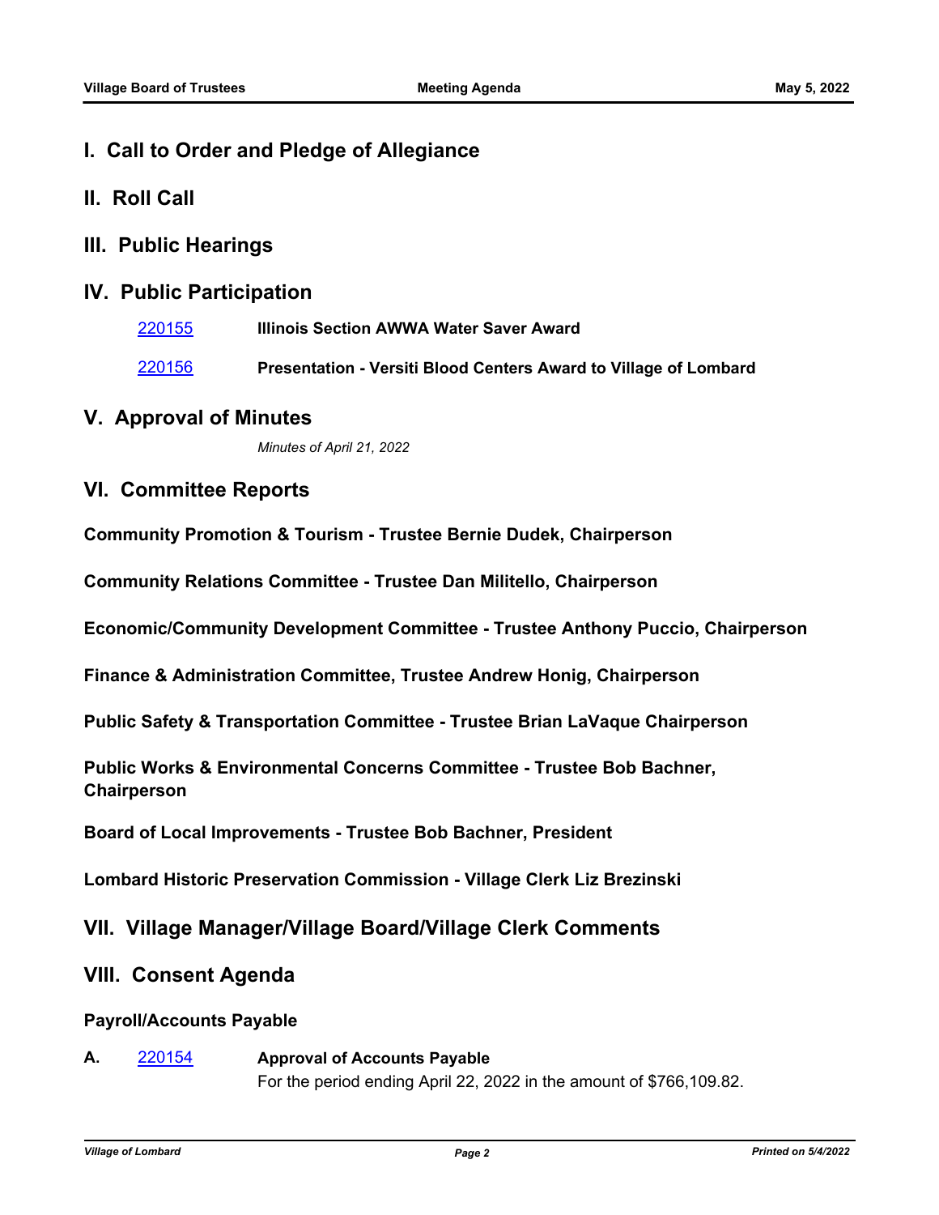## I. Call to Order and Pledge of Allegiance

## II. Roll Call

## III. Public Hearings

## IV. Public Participation

220155 **Illinois Section AWWA Water Saver Award**

220156 **Presentation - Versiti Blood Centers Award to Village of Lombard**

## V. Approval of Minutes

*Minutes of April 21, 2022*

## VI. Committee Reports

**Community Promotion & Tourism - Trustee Bernie Dudek, Chairperson**

**Community Relations Committee - Trustee Dan Militello, Chairperson**

**Economic/Community Development Committee - Trustee Anthony Puccio, Chairperson**

**Finance & Administration Committee, Trustee Andrew Honig, Chairperson**

**Public Safety & Transportation Committee - Trustee Brian LaVaque Chairperson**

**Public Works & Environmental Concerns Committee - Trustee Bob Bachner, Chairperson**

**Board of Local Improvements - Trustee Bob Bachner, President**

**Lombard Historic Preservation Commission - Village Clerk Liz Brezinski**

## VII. Village Manager/Village Board/Village Clerk Comments

## VIII. Consent Agenda

### Payroll/Accounts Payable

**A.** 220154 **Approval of Accounts Payable**

For the period ending April 22, 2022 in the amount of $766,109.82.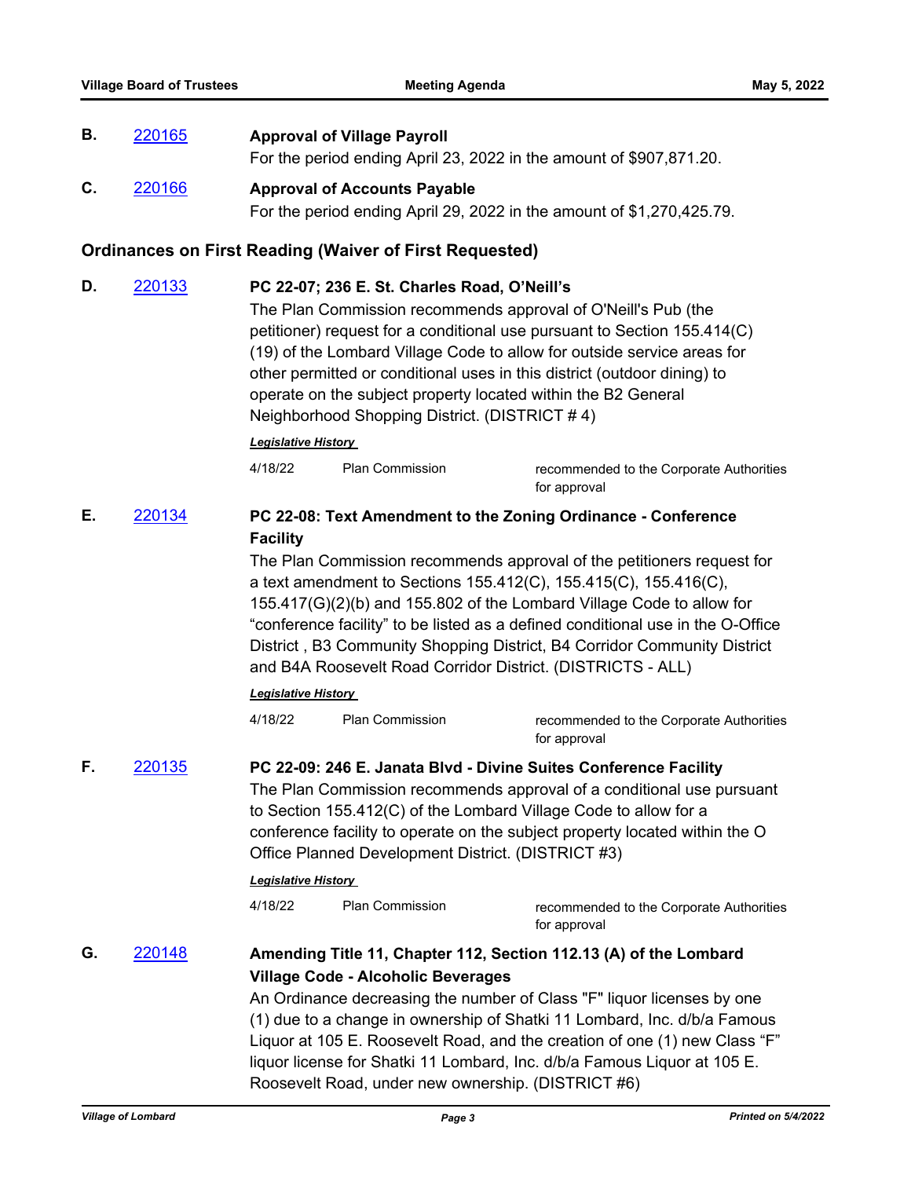**B.** 220165 **Approval of Village Payroll**

For the period ending April 23, 2022 in the amount of $907,871.20.

**C.** 220166 **Approval of Accounts Payable**

For the period ending April 29, 2022 in the amount of $1,270,425.79.

## Ordinances on First Reading (Waiver of First Requested)

**D.** 220133 **PC 22-07; 236 E. St. Charles Road, O'Neill's**

The Plan Commission recommends approval of O'Neill's Pub (the petitioner) request for a conditional use pursuant to Section 155.414(C)(19) of the Lombard Village Code to allow for outside service areas for other permitted or conditional uses in this district (outdoor dining) to operate on the subject property located within the B2 General Neighborhood Shopping District. (DISTRICT # 4)

***Legislative History***

4/18/22 Plan Commission recommended to the Corporate Authorities for approval

**E.** 220134 **PC 22-08: Text Amendment to the Zoning Ordinance - Conference Facility**

The Plan Commission recommends approval of the petitioners request for a text amendment to Sections 155.412(C), 155.415(C), 155.416(C), 155.417(G)(2)(b) and 155.802 of the Lombard Village Code to allow for "conference facility" to be listed as a defined conditional use in the O-Office District , B3 Community Shopping District, B4 Corridor Community District and B4A Roosevelt Road Corridor District. (DISTRICTS - ALL)

***Legislative History***

4/18/22 Plan Commission recommended to the Corporate Authorities for approval

**F.** 220135 **PC 22-09: 246 E. Janata Blvd - Divine Suites Conference Facility**

The Plan Commission recommends approval of a conditional use pursuant to Section 155.412(C) of the Lombard Village Code to allow for a conference facility to operate on the subject property located within the O Office Planned Development District. (DISTRICT #3)

***Legislative History***

4/18/22 Plan Commission recommended to the Corporate Authorities for approval

**G.** 220148 **Amending Title 11, Chapter 112, Section 112.13 (A) of the Lombard Village Code - Alcoholic Beverages**

An Ordinance decreasing the number of Class "F" liquor licenses by one (1) due to a change in ownership of Shatki 11 Lombard, Inc. d/b/a Famous Liquor at 105 E. Roosevelt Road, and the creation of one (1) new Class "F" liquor license for Shatki 11 Lombard, Inc. d/b/a Famous Liquor at 105 E. Roosevelt Road, under new ownership. (DISTRICT #6)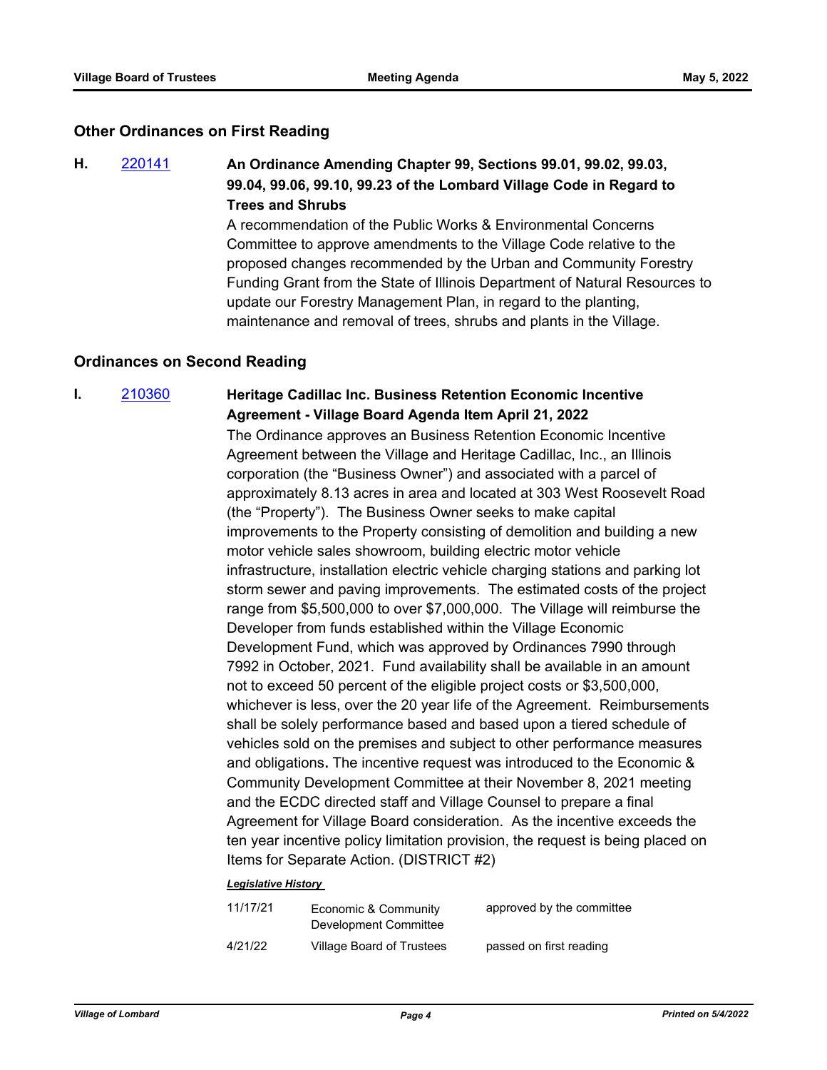## Other Ordinances on First Reading

**H.** 220141 **An Ordinance Amending Chapter 99, Sections 99.01, 99.02, 99.03, 99.04, 99.06, 99.10, 99.23 of the Lombard Village Code in Regard to Trees and Shrubs**

A recommendation of the Public Works & Environmental Concerns Committee to approve amendments to the Village Code relative to the proposed changes recommended by the Urban and Community Forestry Funding Grant from the State of Illinois Department of Natural Resources to update our Forestry Management Plan, in regard to the planting, maintenance and removal of trees, shrubs and plants in the Village.

## Ordinances on Second Reading

**I.** 210360 **Heritage Cadillac Inc. Business Retention Economic Incentive Agreement - Village Board Agenda Item April 21, 2022**

The Ordinance approves an Business Retention Economic Incentive Agreement between the Village and Heritage Cadillac, Inc., an Illinois corporation (the “Business Owner”) and associated with a parcel of approximately 8.13 acres in area and located at 303 West Roosevelt Road (the “Property”). The Business Owner seeks to make capital improvements to the Property consisting of demolition and building a new motor vehicle sales showroom, building electric motor vehicle infrastructure, installation electric vehicle charging stations and parking lot storm sewer and paving improvements. The estimated costs of the project range from $5,500,000 to over $7,000,000. The Village will reimburse the Developer from funds established within the Village Economic Development Fund, which was approved by Ordinances 7990 through 7992 in October, 2021. Fund availability shall be available in an amount not to exceed 50 percent of the eligible project costs or $3,500,000, whichever is less, over the 20 year life of the Agreement. Reimbursements shall be solely performance based and based upon a tiered schedule of vehicles sold on the premises and subject to other performance measures and obligations**.** The incentive request was introduced to the Economic & Community Development Committee at their November 8, 2021 meeting and the ECDC directed staff and Village Counsel to prepare a final Agreement for Village Board consideration. As the incentive exceeds the ten year incentive policy limitation provision, the request is being placed on Items for Separate Action. (DISTRICT #2)

***Legislative History***

| | | |
|---|---|---|
| 11/17/21 | Economic & Community Development Committee | approved by the committee |
| 4/21/22 | Village Board of Trustees | passed on first reading |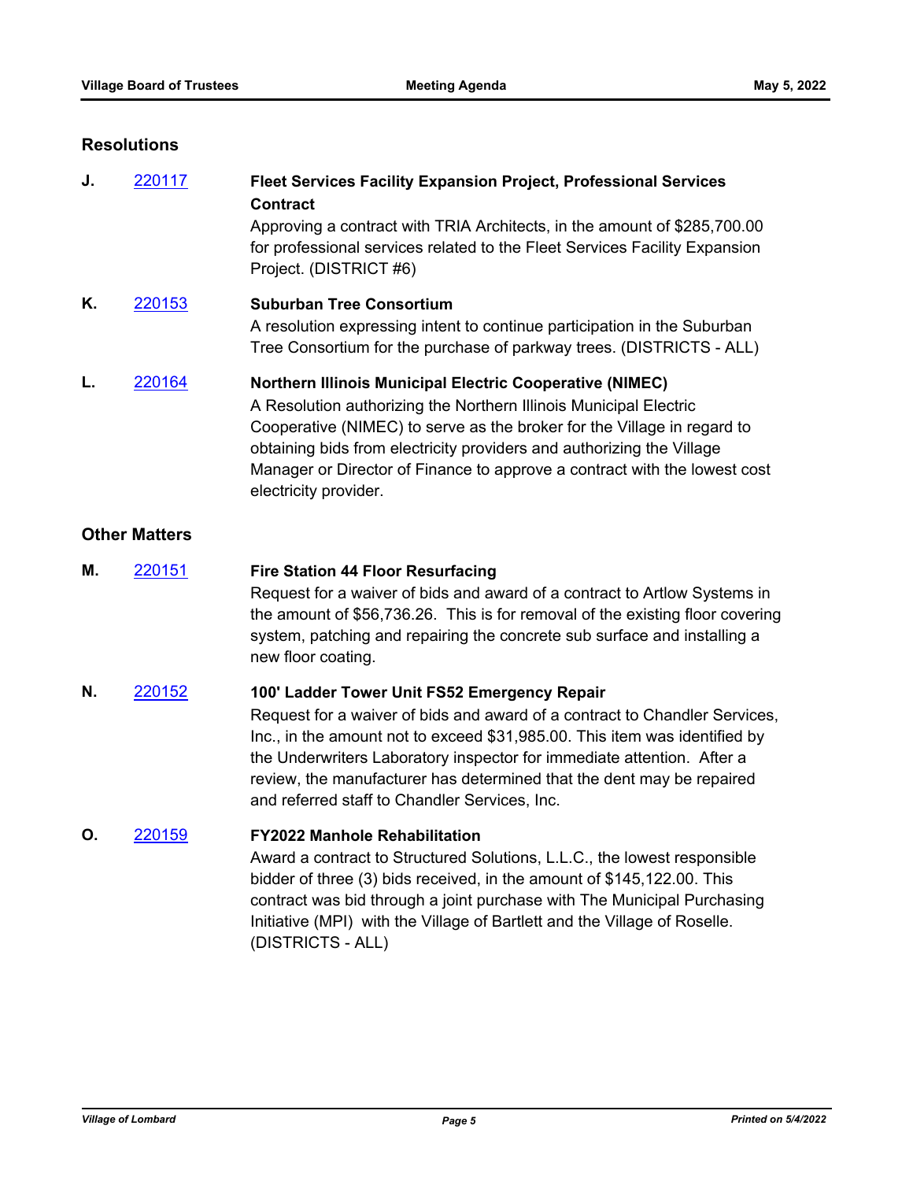## Resolutions

**J.** 220117 **Fleet Services Facility Expansion Project, Professional Services Contract**

Approving a contract with TRIA Architects, in the amount of $285,700.00 for professional services related to the Fleet Services Facility Expansion Project. (DISTRICT #6)

**K.** 220153 **Suburban Tree Consortium**

A resolution expressing intent to continue participation in the Suburban Tree Consortium for the purchase of parkway trees. (DISTRICTS - ALL)

**L.** 220164 **Northern Illinois Municipal Electric Cooperative (NIMEC)**

A Resolution authorizing the Northern Illinois Municipal Electric Cooperative (NIMEC) to serve as the broker for the Village in regard to obtaining bids from electricity providers and authorizing the Village Manager or Director of Finance to approve a contract with the lowest cost electricity provider.

## Other Matters

**M.** 220151 **Fire Station 44 Floor Resurfacing**

Request for a waiver of bids and award of a contract to Artlow Systems in the amount of $56,736.26. This is for removal of the existing floor covering system, patching and repairing the concrete sub surface and installing a new floor coating.

**N.** 220152 **100' Ladder Tower Unit FS52 Emergency Repair**

Request for a waiver of bids and award of a contract to Chandler Services, Inc., in the amount not to exceed $31,985.00. This item was identified by the Underwriters Laboratory inspector for immediate attention. After a review, the manufacturer has determined that the dent may be repaired and referred staff to Chandler Services, Inc.

**O.** 220159 **FY2022 Manhole Rehabilitation**

Award a contract to Structured Solutions, L.L.C., the lowest responsible bidder of three (3) bids received, in the amount of $145,122.00. This contract was bid through a joint purchase with The Municipal Purchasing Initiative (MPI) with the Village of Bartlett and the Village of Roselle. (DISTRICTS - ALL)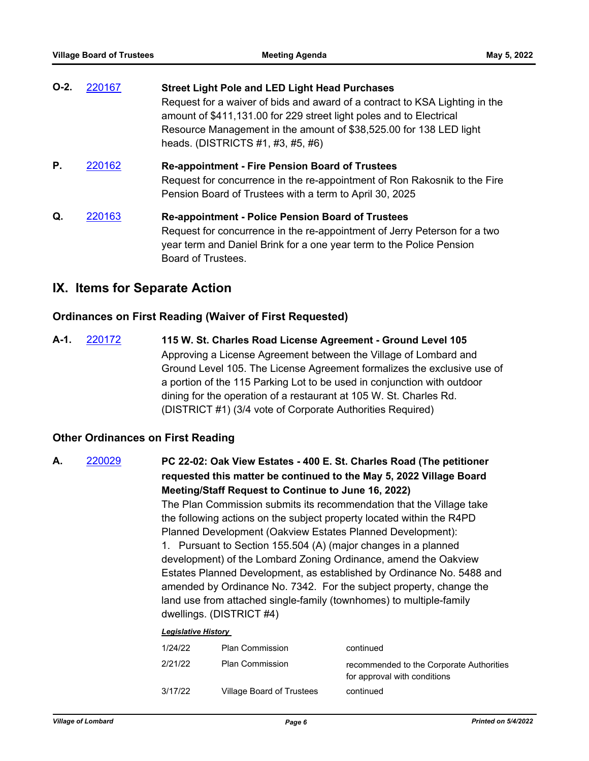**O-2.** 220167 **Street Light Pole and LED Light Head Purchases**

Request for a waiver of bids and award of a contract to KSA Lighting in the amount of $411,131.00 for 229 street light poles and to Electrical Resource Management in the amount of $38,525.00 for 138 LED light heads. (DISTRICTS #1, #3, #5, #6)

**P.** 220162 **Re-appointment - Fire Pension Board of Trustees**

Request for concurrence in the re-appointment of Ron Rakosnik to the Fire Pension Board of Trustees with a term to April 30, 2025

**Q.** 220163 **Re-appointment - Police Pension Board of Trustees**

Request for concurrence in the re-appointment of Jerry Peterson for a two year term and Daniel Brink for a one year term to the Police Pension Board of Trustees.

## IX. Items for Separate Action

### Ordinances on First Reading (Waiver of First Requested)

**A-1.** 220172 **115 W. St. Charles Road License Agreement - Ground Level 105**

Approving a License Agreement between the Village of Lombard and Ground Level 105. The License Agreement formalizes the exclusive use of a portion of the 115 Parking Lot to be used in conjunction with outdoor dining for the operation of a restaurant at 105 W. St. Charles Rd. (DISTRICT #1) (3/4 vote of Corporate Authorities Required)

### Other Ordinances on First Reading

**A.** 220029 **PC 22-02: Oak View Estates - 400 E. St. Charles Road (The petitioner requested this matter be continued to the May 5, 2022 Village Board Meeting/Staff Request to Continue to June 16, 2022)**

The Plan Commission submits its recommendation that the Village take the following actions on the subject property located within the R4PD Planned Development (Oakview Estates Planned Development):

1. Pursuant to Section 155.504 (A) (major changes in a planned development) of the Lombard Zoning Ordinance, amend the Oakview Estates Planned Development, as established by Ordinance No. 5488 and amended by Ordinance No. 7342. For the subject property, change the land use from attached single-family (townhomes) to multiple-family dwellings. (DISTRICT #4)

***Legislative History***

| | | |
|---|---|---|
| 1/24/22 | Plan Commission | continued |
| 2/21/22 | Plan Commission | recommended to the Corporate Authorities for approval with conditions |
| 3/17/22 | Village Board of Trustees | continued |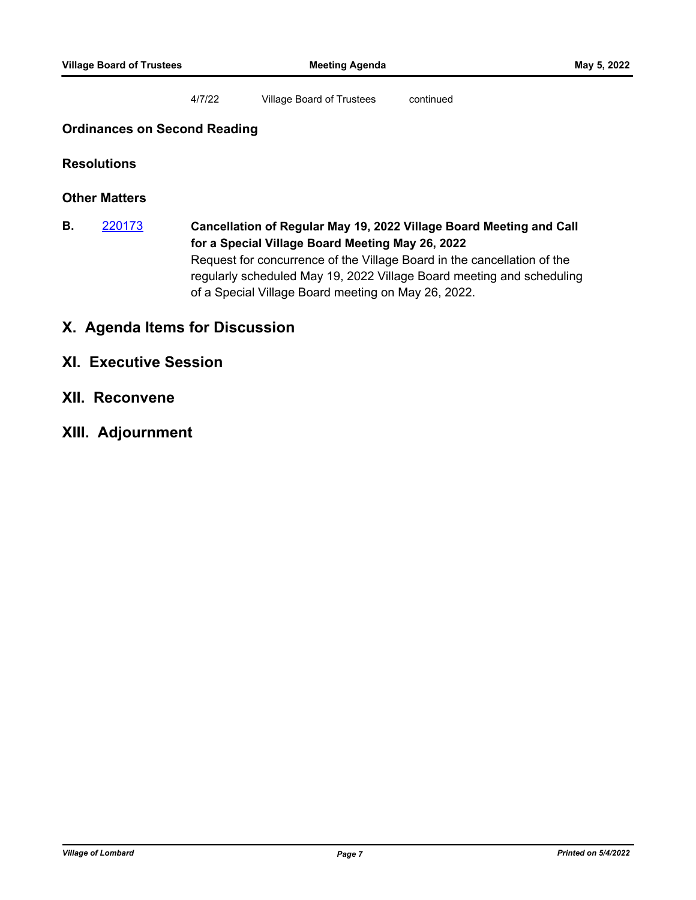| | | |
|---|---|---|
| 4/7/22 | Village Board of Trustees | continued |

### Ordinances on Second Reading

### Resolutions

### Other Matters

**B.** [220173](220173) **Cancellation of Regular May 19, 2022 Village Board Meeting and Call for a Special Village Board Meeting May 26, 2022**

Request for concurrence of the Village Board in the cancellation of the regularly scheduled May 19, 2022 Village Board meeting and scheduling of a Special Village Board meeting on May 26, 2022.

## X. Agenda Items for Discussion

## XI. Executive Session

## XII. Reconvene

## XIII. Adjournment